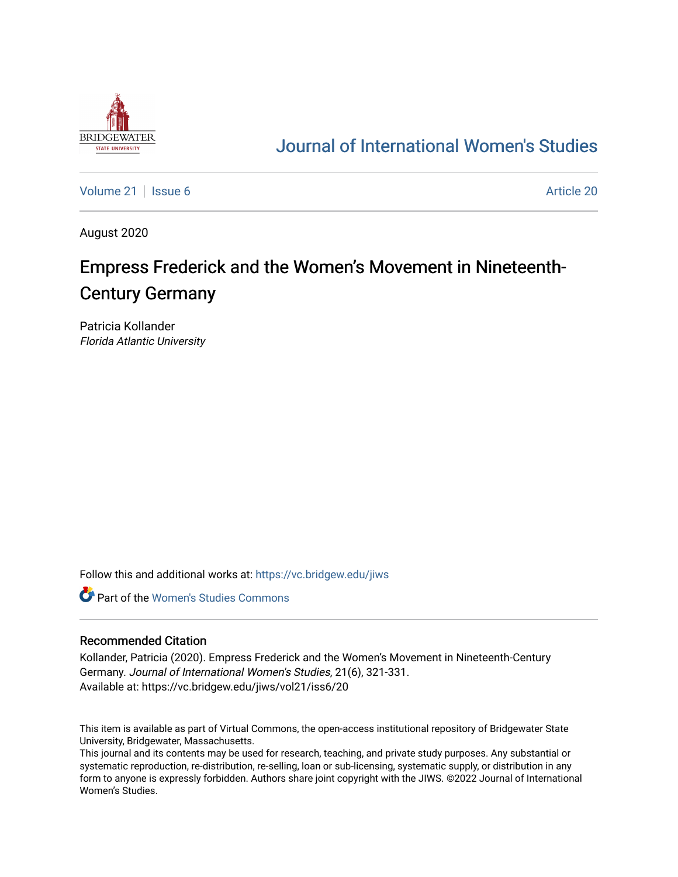Journal of International Women's Studies

Volume 21 | Issue 6 Article 20

August 2020

# Empress Frederick and the Women's Movement in Nineteenth-Century Germany

Patricia Kollander
*Florida Atlantic University*

Follow this and additional works at: https://vc.bridgew.edu/jiws

Part of the Women's Studies Commons

## Recommended Citation

Kollander, Patricia (2020). Empress Frederick and the Women's Movement in Nineteenth-Century Germany. *Journal of International Women's Studies*, 21(6), 321-331.
Available at: https://vc.bridgew.edu/jiws/vol21/iss6/20

This item is available as part of Virtual Commons, the open-access institutional repository of Bridgewater State University, Bridgewater, Massachusetts.
This journal and its contents may be used for research, teaching, and private study purposes. Any substantial or systematic reproduction, re-distribution, re-selling, loan or sub-licensing, systematic supply, or distribution in any form to anyone is expressly forbidden. Authors share joint copyright with the JIWS. ©2022 Journal of International Women's Studies.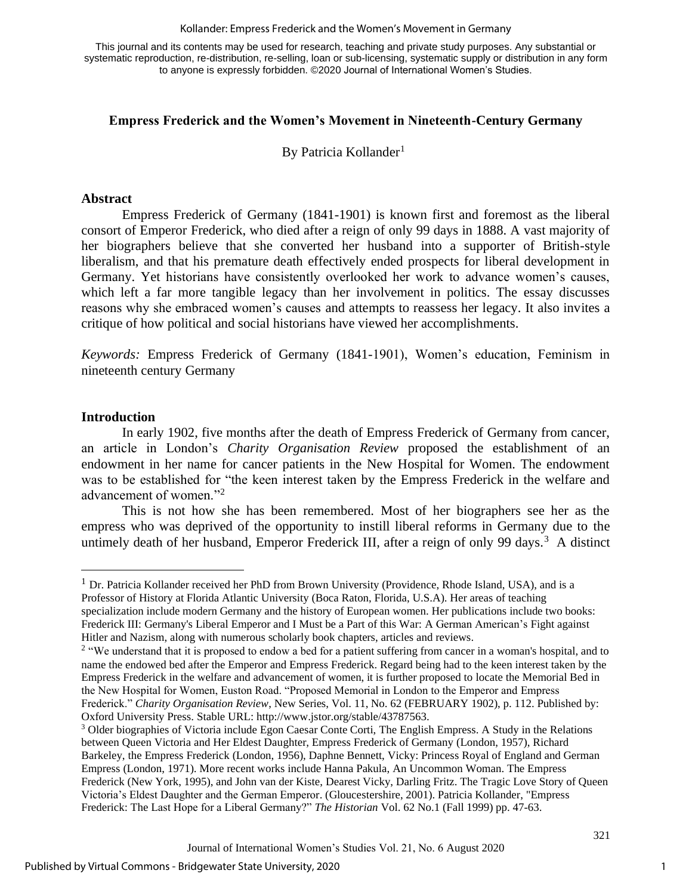## Empress Frederick and the Women's Movement in Nineteenth-Century Germany

By Patricia Kollander[1]

### Abstract

Empress Frederick of Germany (1841-1901) is known first and foremost as the liberal consort of Emperor Frederick, who died after a reign of only 99 days in 1888. A vast majority of her biographers believe that she converted her husband into a supporter of British-style liberalism, and that his premature death effectively ended prospects for liberal development in Germany. Yet historians have consistently overlooked her work to advance women's causes, which left a far more tangible legacy than her involvement in politics. The essay discusses reasons why she embraced women's causes and attempts to reassess her legacy. It also invites a critique of how political and social historians have viewed her accomplishments.

*Keywords:* Empress Frederick of Germany (1841-1901), Women's education, Feminism in nineteenth century Germany

### Introduction

In early 1902, five months after the death of Empress Frederick of Germany from cancer, an article in London's *Charity Organisation Review* proposed the establishment of an endowment in her name for cancer patients in the New Hospital for Women. The endowment was to be established for "the keen interest taken by the Empress Frederick in the welfare and advancement of women."[2]

This is not how she has been remembered. Most of her biographers see her as the empress who was deprived of the opportunity to instill liberal reforms in Germany due to the untimely death of her husband, Emperor Frederick III, after a reign of only 99 days.[3] A distinct

---

[1] Dr. Patricia Kollander received her PhD from Brown University (Providence, Rhode Island, USA), and is a Professor of History at Florida Atlantic University (Boca Raton, Florida, U.S.A). Her areas of teaching specialization include modern Germany and the history of European women. Her publications include two books: Frederick III: Germany's Liberal Emperor and I Must be a Part of this War: A German American's Fight against Hitler and Nazism, along with numerous scholarly book chapters, articles and reviews.

[2] "We understand that it is proposed to endow a bed for a patient suffering from cancer in a woman's hospital, and to name the endowed bed after the Emperor and Empress Frederick. Regard being had to the keen interest taken by the Empress Frederick in the welfare and advancement of women, it is further proposed to locate the Memorial Bed in the New Hospital for Women, Euston Road. "Proposed Memorial in London to the Emperor and Empress Frederick." *Charity Organisation Review*, New Series, Vol. 11, No. 62 (FEBRUARY 1902), p. 112. Published by: Oxford University Press. Stable URL: http://www.jstor.org/stable/43787563.

[3] Older biographies of Victoria include Egon Caesar Conte Corti, The English Empress. A Study in the Relations between Queen Victoria and Her Eldest Daughter, Empress Frederick of Germany (London, 1957), Richard Barkeley, the Empress Frederick (London, 1956), Daphne Bennett, Vicky: Princess Royal of England and German Empress (London, 1971). More recent works include Hanna Pakula, An Uncommon Woman. The Empress Frederick (New York, 1995), and John van der Kiste, Dearest Vicky, Darling Fritz. The Tragic Love Story of Queen Victoria's Eldest Daughter and the German Emperor. (Gloucestershire, 2001). Patricia Kollander, "Empress Frederick: The Last Hope for a Liberal Germany?" *The Historian* Vol. 62 No.1 (Fall 1999) pp. 47-63.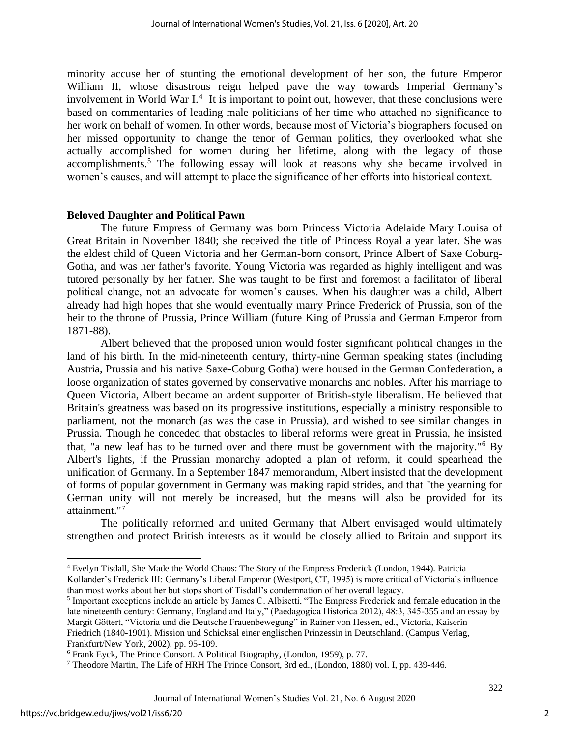minority accuse her of stunting the emotional development of her son, the future Emperor William II, whose disastrous reign helped pave the way towards Imperial Germany's involvement in World War I.[4] It is important to point out, however, that these conclusions were based on commentaries of leading male politicians of her time who attached no significance to her work on behalf of women. In other words, because most of Victoria's biographers focused on her missed opportunity to change the tenor of German politics, they overlooked what she actually accomplished for women during her lifetime, along with the legacy of those accomplishments.[5] The following essay will look at reasons why she became involved in women's causes, and will attempt to place the significance of her efforts into historical context.

## Beloved Daughter and Political Pawn

The future Empress of Germany was born Princess Victoria Adelaide Mary Louisa of Great Britain in November 1840; she received the title of Princess Royal a year later. She was the eldest child of Queen Victoria and her German-born consort, Prince Albert of Saxe Coburg-Gotha, and was her father's favorite. Young Victoria was regarded as highly intelligent and was tutored personally by her father. She was taught to be first and foremost a facilitator of liberal political change, not an advocate for women's causes. When his daughter was a child, Albert already had high hopes that she would eventually marry Prince Frederick of Prussia, son of the heir to the throne of Prussia, Prince William (future King of Prussia and German Emperor from 1871-88).

Albert believed that the proposed union would foster significant political changes in the land of his birth. In the mid-nineteenth century, thirty-nine German speaking states (including Austria, Prussia and his native Saxe-Coburg Gotha) were housed in the German Confederation, a loose organization of states governed by conservative monarchs and nobles. After his marriage to Queen Victoria, Albert became an ardent supporter of British-style liberalism. He believed that Britain's greatness was based on its progressive institutions, especially a ministry responsible to parliament, not the monarch (as was the case in Prussia), and wished to see similar changes in Prussia. Though he conceded that obstacles to liberal reforms were great in Prussia, he insisted that, "a new leaf has to be turned over and there must be government with the majority."[6] By Albert's lights, if the Prussian monarchy adopted a plan of reform, it could spearhead the unification of Germany. In a September 1847 memorandum, Albert insisted that the development of forms of popular government in Germany was making rapid strides, and that "the yearning for German unity will not merely be increased, but the means will also be provided for its attainment."[7]

The politically reformed and united Germany that Albert envisaged would ultimately strengthen and protect British interests as it would be closely allied to Britain and support its

---

[4] Evelyn Tisdall, She Made the World Chaos: The Story of the Empress Frederick (London, 1944). Patricia Kollander's Frederick III: Germany's Liberal Emperor (Westport, CT, 1995) is more critical of Victoria's influence than most works about her but stops short of Tisdall's condemnation of her overall legacy.

[5] Important exceptions include an article by James C. Albisetti, "The Empress Frederick and female education in the late nineteenth century: Germany, England and Italy," (Paedagogica Historica 2012), 48:3, 345-355 and an essay by Margit Göttert, "Victoria und die Deutsche Frauenbewegung" in Rainer von Hessen, ed., Victoria, Kaiserin Friedrich (1840-1901). Mission und Schicksal einer englischen Prinzessin in Deutschland. (Campus Verlag, Frankfurt/New York, 2002), pp. 95-109.

[6] Frank Eyck, The Prince Consort. A Political Biography, (London, 1959), p. 77.

[7] Theodore Martin, The Life of HRH The Prince Consort, 3rd ed., (London, 1880) vol. I, pp. 439-446.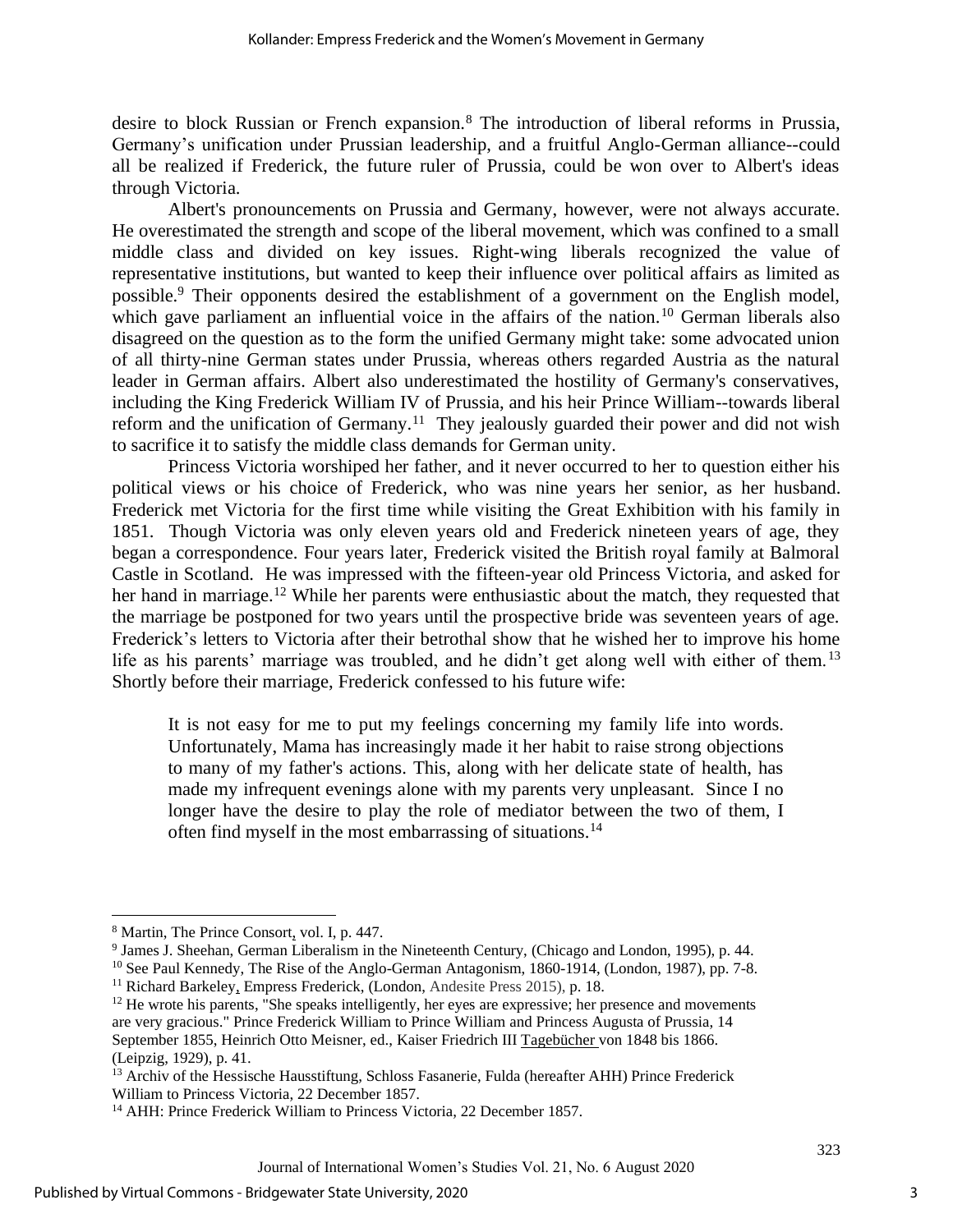desire to block Russian or French expansion.[8] The introduction of liberal reforms in Prussia, Germany's unification under Prussian leadership, and a fruitful Anglo-German alliance--could all be realized if Frederick, the future ruler of Prussia, could be won over to Albert's ideas through Victoria.

Albert's pronouncements on Prussia and Germany, however, were not always accurate. He overestimated the strength and scope of the liberal movement, which was confined to a small middle class and divided on key issues. Right-wing liberals recognized the value of representative institutions, but wanted to keep their influence over political affairs as limited as possible.[9] Their opponents desired the establishment of a government on the English model, which gave parliament an influential voice in the affairs of the nation.[10] German liberals also disagreed on the question as to the form the unified Germany might take: some advocated union of all thirty-nine German states under Prussia, whereas others regarded Austria as the natural leader in German affairs. Albert also underestimated the hostility of Germany's conservatives, including the King Frederick William IV of Prussia, and his heir Prince William--towards liberal reform and the unification of Germany.[11] They jealously guarded their power and did not wish to sacrifice it to satisfy the middle class demands for German unity.

Princess Victoria worshiped her father, and it never occurred to her to question either his political views or his choice of Frederick, who was nine years her senior, as her husband. Frederick met Victoria for the first time while visiting the Great Exhibition with his family in 1851. Though Victoria was only eleven years old and Frederick nineteen years of age, they began a correspondence. Four years later, Frederick visited the British royal family at Balmoral Castle in Scotland. He was impressed with the fifteen-year old Princess Victoria, and asked for her hand in marriage.[12] While her parents were enthusiastic about the match, they requested that the marriage be postponed for two years until the prospective bride was seventeen years of age. Frederick's letters to Victoria after their betrothal show that he wished her to improve his home life as his parents' marriage was troubled, and he didn't get along well with either of them.[13] Shortly before their marriage, Frederick confessed to his future wife:

> It is not easy for me to put my feelings concerning my family life into words. Unfortunately, Mama has increasingly made it her habit to raise strong objections to many of my father's actions. This, along with her delicate state of health, has made my infrequent evenings alone with my parents very unpleasant. Since I no longer have the desire to play the role of mediator between the two of them, I often find myself in the most embarrassing of situations.[14]

---

[8] Martin, The Prince Consort, vol. I, p. 447.

[9] James J. Sheehan, German Liberalism in the Nineteenth Century, (Chicago and London, 1995), p. 44.

[10] See Paul Kennedy, The Rise of the Anglo-German Antagonism, 1860-1914, (London, 1987), pp. 7-8.

[11] Richard Barkeley, Empress Frederick, (London, Andesite Press 2015), p. 18.

[12] He wrote his parents, "She speaks intelligently, her eyes are expressive; her presence and movements are very gracious." Prince Frederick William to Prince William and Princess Augusta of Prussia, 14 September 1855, Heinrich Otto Meisner, ed., Kaiser Friedrich III Tagebücher von 1848 bis 1866. (Leipzig, 1929), p. 41.

[13] Archiv of the Hessische Hausstiftung, Schloss Fasanerie, Fulda (hereafter AHH) Prince Frederick William to Princess Victoria, 22 December 1857.

[14] AHH: Prince Frederick William to Princess Victoria, 22 December 1857.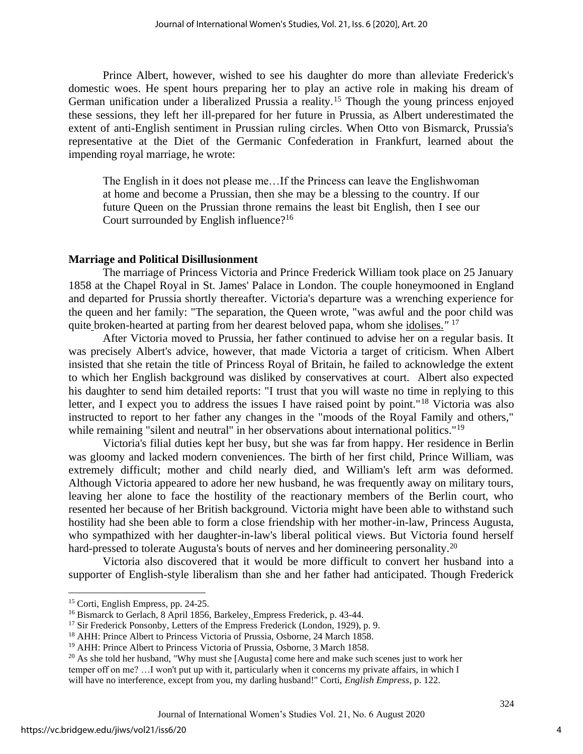Prince Albert, however, wished to see his daughter do more than alleviate Frederick's domestic woes. He spent hours preparing her to play an active role in making his dream of German unification under a liberalized Prussia a reality.[15] Though the young princess enjoyed these sessions, they left her ill-prepared for her future in Prussia, as Albert underestimated the extent of anti-English sentiment in Prussian ruling circles. When Otto von Bismarck, Prussia's representative at the Diet of the Germanic Confederation in Frankfurt, learned about the impending royal marriage, he wrote:

> The English in it does not please me…If the Princess can leave the Englishwoman at home and become a Prussian, then she may be a blessing to the country. If our future Queen on the Prussian throne remains the least bit English, then I see our Court surrounded by English influence?[16]

**Marriage and Political Disillusionment**

The marriage of Princess Victoria and Prince Frederick William took place on 25 January 1858 at the Chapel Royal in St. James' Palace in London. The couple honeymooned in England and departed for Prussia shortly thereafter. Victoria's departure was a wrenching experience for the queen and her family: "The separation, the Queen wrote, "was awful and the poor child was quite broken-hearted at parting from her dearest beloved papa, whom she idolises." [17]

After Victoria moved to Prussia, her father continued to advise her on a regular basis. It was precisely Albert's advice, however, that made Victoria a target of criticism. When Albert insisted that she retain the title of Princess Royal of Britain, he failed to acknowledge the extent to which her English background was disliked by conservatives at court. Albert also expected his daughter to send him detailed reports: "I trust that you will waste no time in replying to this letter, and I expect you to address the issues I have raised point by point."[18] Victoria was also instructed to report to her father any changes in the "moods of the Royal Family and others," while remaining "silent and neutral" in her observations about international politics."[19]

Victoria's filial duties kept her busy, but she was far from happy. Her residence in Berlin was gloomy and lacked modern conveniences. The birth of her first child, Prince William, was extremely difficult; mother and child nearly died, and William's left arm was deformed. Although Victoria appeared to adore her new husband, he was frequently away on military tours, leaving her alone to face the hostility of the reactionary members of the Berlin court, who resented her because of her British background. Victoria might have been able to withstand such hostility had she been able to form a close friendship with her mother-in-law, Princess Augusta, who sympathized with her daughter-in-law's liberal political views. But Victoria found herself hard-pressed to tolerate Augusta's bouts of nerves and her domineering personality.[20]

Victoria also discovered that it would be more difficult to convert her husband into a supporter of English-style liberalism than she and her father had anticipated. Though Frederick

---

[15] Corti, English Empress, pp. 24-25.

[16] Bismarck to Gerlach, 8 April 1856, Barkeley, Empress Frederick, p. 43-44.

[17] Sir Frederick Ponsonby, Letters of the Empress Frederick (London, 1929), p. 9.

[18] AHH: Prince Albert to Princess Victoria of Prussia, Osborne, 24 March 1858.

[19] AHH: Prince Albert to Princess Victoria of Prussia, Osborne, 3 March 1858.

[20] As she told her husband, "Why must she [Augusta] come here and make such scenes just to work her temper off on me? …I won't put up with it, particularly when it concerns my private affairs, in which I will have no interference, except from you, my darling husband!" Corti, *English Empress*, p. 122.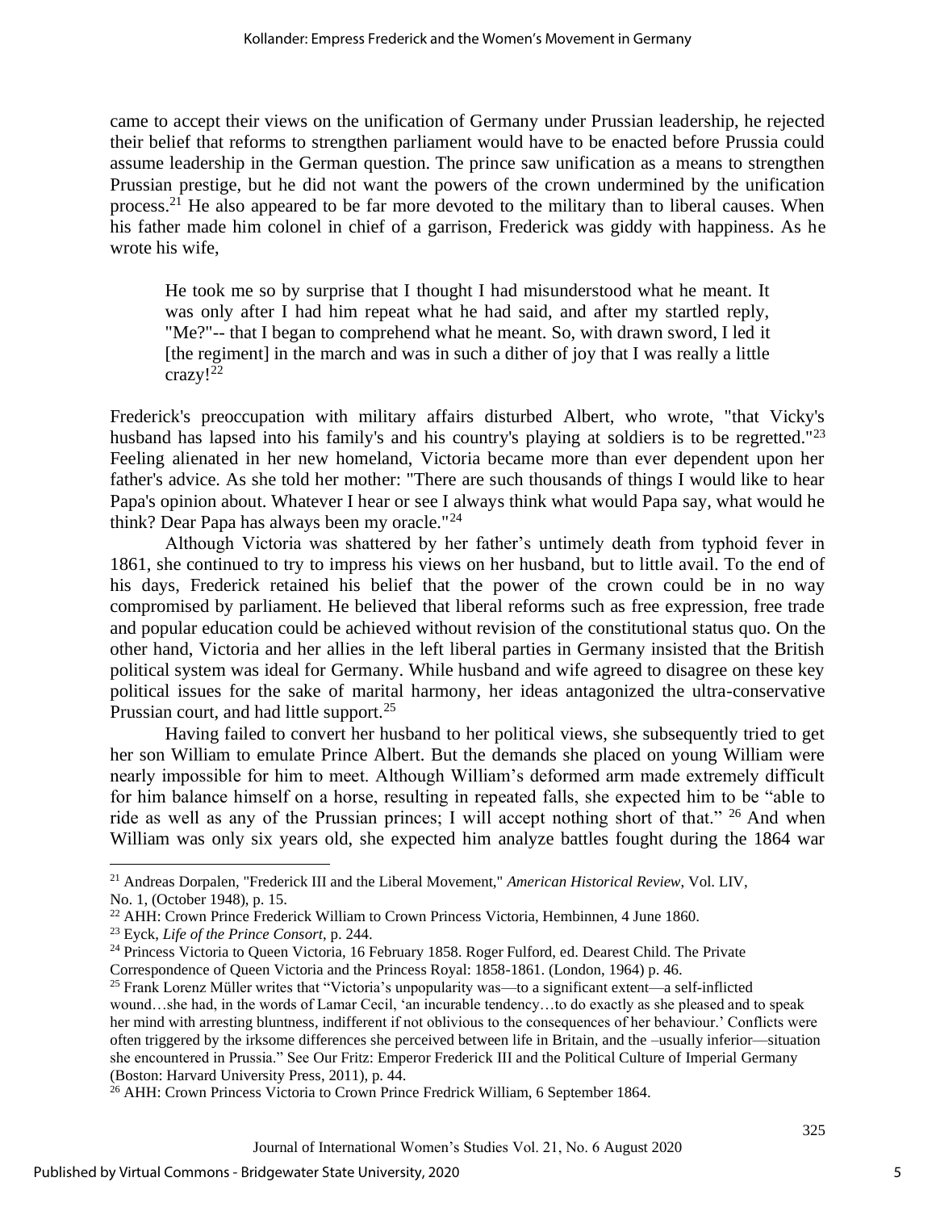came to accept their views on the unification of Germany under Prussian leadership, he rejected their belief that reforms to strengthen parliament would have to be enacted before Prussia could assume leadership in the German question. The prince saw unification as a means to strengthen Prussian prestige, but he did not want the powers of the crown undermined by the unification process.[21] He also appeared to be far more devoted to the military than to liberal causes. When his father made him colonel in chief of a garrison, Frederick was giddy with happiness. As he wrote his wife,

> He took me so by surprise that I thought I had misunderstood what he meant. It was only after I had him repeat what he had said, and after my startled reply, "Me?"-- that I began to comprehend what he meant. So, with drawn sword, I led it [the regiment] in the march and was in such a dither of joy that I was really a little crazy![22]

Frederick's preoccupation with military affairs disturbed Albert, who wrote, "that Vicky's husband has lapsed into his family's and his country's playing at soldiers is to be regretted."[23] Feeling alienated in her new homeland, Victoria became more than ever dependent upon her father's advice. As she told her mother: "There are such thousands of things I would like to hear Papa's opinion about. Whatever I hear or see I always think what would Papa say, what would he think? Dear Papa has always been my oracle."[24]

Although Victoria was shattered by her father's untimely death from typhoid fever in 1861, she continued to try to impress his views on her husband, but to little avail. To the end of his days, Frederick retained his belief that the power of the crown could be in no way compromised by parliament. He believed that liberal reforms such as free expression, free trade and popular education could be achieved without revision of the constitutional status quo. On the other hand, Victoria and her allies in the left liberal parties in Germany insisted that the British political system was ideal for Germany. While husband and wife agreed to disagree on these key political issues for the sake of marital harmony, her ideas antagonized the ultra-conservative Prussian court, and had little support.[25]

Having failed to convert her husband to her political views, she subsequently tried to get her son William to emulate Prince Albert. But the demands she placed on young William were nearly impossible for him to meet. Although William's deformed arm made extremely difficult for him balance himself on a horse, resulting in repeated falls, she expected him to be "able to ride as well as any of the Prussian princes; I will accept nothing short of that." [26] And when William was only six years old, she expected him analyze battles fought during the 1864 war

---

[21] Andreas Dorpalen, "Frederick III and the Liberal Movement," *American Historical Review*, Vol. LIV, No. 1, (October 1948), p. 15.

[22] AHH: Crown Prince Frederick William to Crown Princess Victoria, Hembinnen, 4 June 1860.

[23] Eyck, *Life of the Prince Consort*, p. 244.

[24] Princess Victoria to Queen Victoria, 16 February 1858. Roger Fulford, ed. Dearest Child. The Private Correspondence of Queen Victoria and the Princess Royal: 1858-1861. (London, 1964) p. 46.

[25] Frank Lorenz Müller writes that "Victoria's unpopularity was—to a significant extent—a self-inflicted wound…she had, in the words of Lamar Cecil, 'an incurable tendency…to do exactly as she pleased and to speak her mind with arresting bluntness, indifferent if not oblivious to the consequences of her behaviour.' Conflicts were often triggered by the irksome differences she perceived between life in Britain, and the –usually inferior—situation she encountered in Prussia." See Our Fritz: Emperor Frederick III and the Political Culture of Imperial Germany (Boston: Harvard University Press, 2011), p. 44.

[26] AHH: Crown Princess Victoria to Crown Prince Fredrick William, 6 September 1864.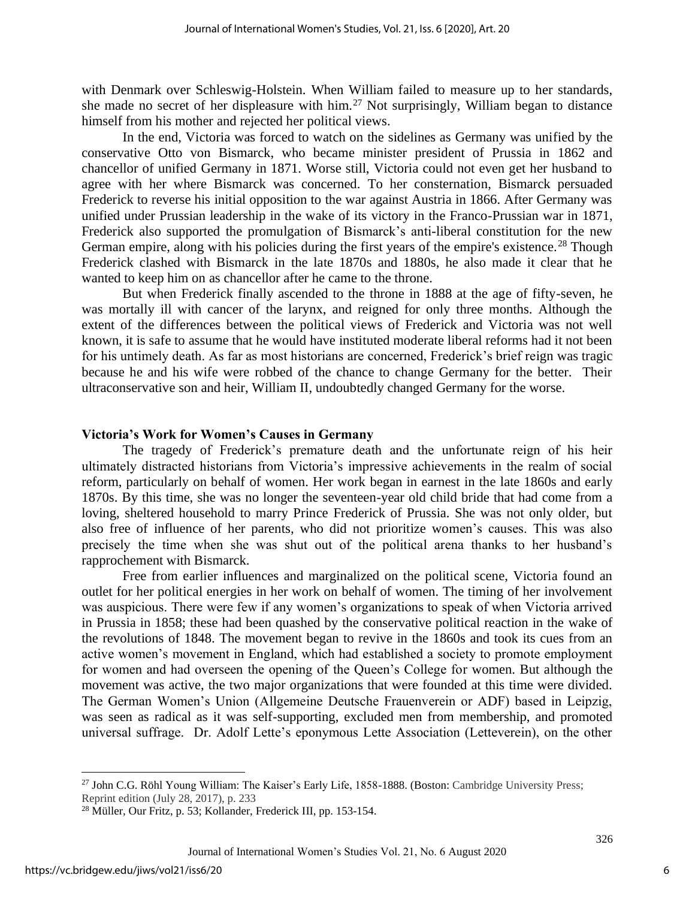with Denmark over Schleswig-Holstein. When William failed to measure up to her standards, she made no secret of her displeasure with him.[27] Not surprisingly, William began to distance himself from his mother and rejected her political views.

In the end, Victoria was forced to watch on the sidelines as Germany was unified by the conservative Otto von Bismarck, who became minister president of Prussia in 1862 and chancellor of unified Germany in 1871. Worse still, Victoria could not even get her husband to agree with her where Bismarck was concerned. To her consternation, Bismarck persuaded Frederick to reverse his initial opposition to the war against Austria in 1866. After Germany was unified under Prussian leadership in the wake of its victory in the Franco-Prussian war in 1871, Frederick also supported the promulgation of Bismarck's anti-liberal constitution for the new German empire, along with his policies during the first years of the empire's existence.[28] Though Frederick clashed with Bismarck in the late 1870s and 1880s, he also made it clear that he wanted to keep him on as chancellor after he came to the throne.

But when Frederick finally ascended to the throne in 1888 at the age of fifty-seven, he was mortally ill with cancer of the larynx, and reigned for only three months. Although the extent of the differences between the political views of Frederick and Victoria was not well known, it is safe to assume that he would have instituted moderate liberal reforms had it not been for his untimely death. As far as most historians are concerned, Frederick's brief reign was tragic because he and his wife were robbed of the chance to change Germany for the better. Their ultraconservative son and heir, William II, undoubtedly changed Germany for the worse.

## Victoria's Work for Women's Causes in Germany

The tragedy of Frederick's premature death and the unfortunate reign of his heir ultimately distracted historians from Victoria's impressive achievements in the realm of social reform, particularly on behalf of women. Her work began in earnest in the late 1860s and early 1870s. By this time, she was no longer the seventeen-year old child bride that had come from a loving, sheltered household to marry Prince Frederick of Prussia. She was not only older, but also free of influence of her parents, who did not prioritize women's causes. This was also precisely the time when she was shut out of the political arena thanks to her husband's rapprochement with Bismarck.

Free from earlier influences and marginalized on the political scene, Victoria found an outlet for her political energies in her work on behalf of women. The timing of her involvement was auspicious. There were few if any women's organizations to speak of when Victoria arrived in Prussia in 1858; these had been quashed by the conservative political reaction in the wake of the revolutions of 1848. The movement began to revive in the 1860s and took its cues from an active women's movement in England, which had established a society to promote employment for women and had overseen the opening of the Queen's College for women. But although the movement was active, the two major organizations that were founded at this time were divided. The German Women's Union (Allgemeine Deutsche Frauenverein or ADF) based in Leipzig, was seen as radical as it was self-supporting, excluded men from membership, and promoted universal suffrage. Dr. Adolf Lette's eponymous Lette Association (Letteverein), on the other

---

[27] John C.G. Röhl Young William: The Kaiser's Early Life, 1858-1888. (Boston: Cambridge University Press; Reprint edition (July 28, 2017), p. 233

[28] Müller, Our Fritz, p. 53; Kollander, Frederick III, pp. 153-154.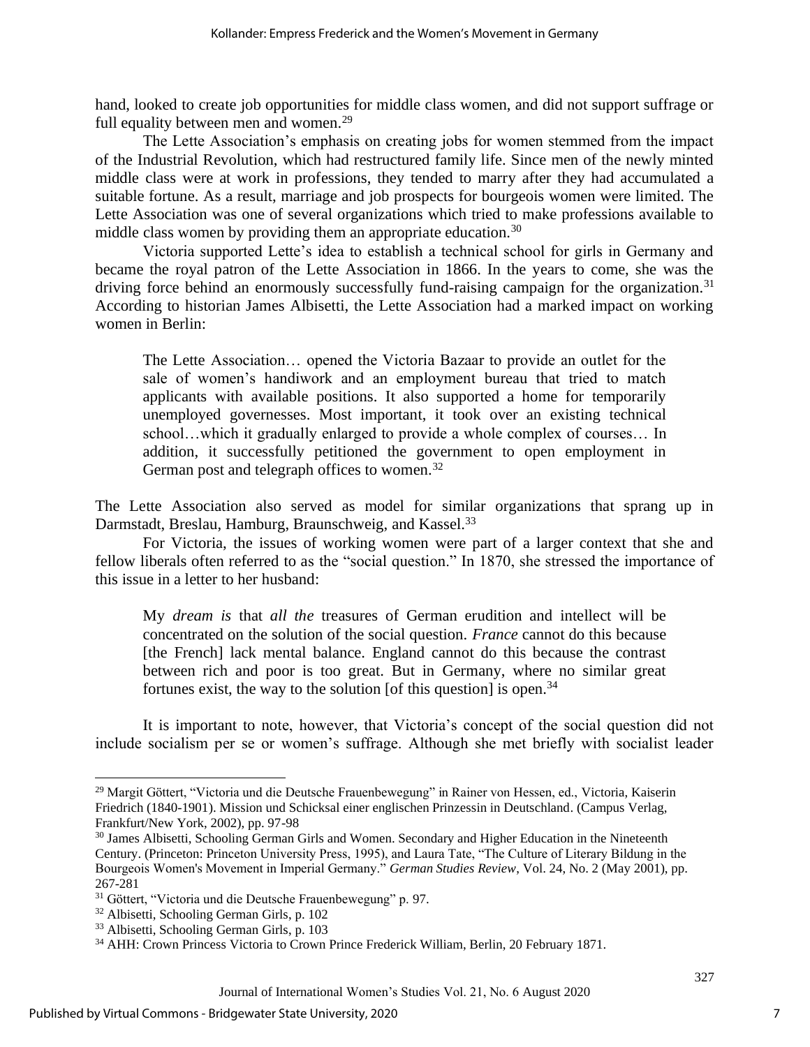hand, looked to create job opportunities for middle class women, and did not support suffrage or full equality between men and women.[29]

The Lette Association's emphasis on creating jobs for women stemmed from the impact of the Industrial Revolution, which had restructured family life. Since men of the newly minted middle class were at work in professions, they tended to marry after they had accumulated a suitable fortune. As a result, marriage and job prospects for bourgeois women were limited. The Lette Association was one of several organizations which tried to make professions available to middle class women by providing them an appropriate education.[30]

Victoria supported Lette's idea to establish a technical school for girls in Germany and became the royal patron of the Lette Association in 1866. In the years to come, she was the driving force behind an enormously successfully fund-raising campaign for the organization.[31] According to historian James Albisetti, the Lette Association had a marked impact on working women in Berlin:

> The Lette Association… opened the Victoria Bazaar to provide an outlet for the sale of women's handiwork and an employment bureau that tried to match applicants with available positions. It also supported a home for temporarily unemployed governesses. Most important, it took over an existing technical school…which it gradually enlarged to provide a whole complex of courses… In addition, it successfully petitioned the government to open employment in German post and telegraph offices to women.[32]

The Lette Association also served as model for similar organizations that sprang up in Darmstadt, Breslau, Hamburg, Braunschweig, and Kassel.[33]

For Victoria, the issues of working women were part of a larger context that she and fellow liberals often referred to as the "social question." In 1870, she stressed the importance of this issue in a letter to her husband:

> My *dream is* that *all the* treasures of German erudition and intellect will be concentrated on the solution of the social question. *France* cannot do this because [the French] lack mental balance. England cannot do this because the contrast between rich and poor is too great. But in Germany, where no similar great fortunes exist, the way to the solution [of this question] is open.[34]

It is important to note, however, that Victoria's concept of the social question did not include socialism per se or women's suffrage. Although she met briefly with socialist leader

---

[29] Margit Göttert, "Victoria und die Deutsche Frauenbewegung" in Rainer von Hessen, ed., Victoria, Kaiserin Friedrich (1840-1901). Mission und Schicksal einer englischen Prinzessin in Deutschland. (Campus Verlag, Frankfurt/New York, 2002), pp. 97-98

[30] James Albisetti, Schooling German Girls and Women. Secondary and Higher Education in the Nineteenth Century. (Princeton: Princeton University Press, 1995), and Laura Tate, "The Culture of Literary Bildung in the Bourgeois Women's Movement in Imperial Germany." *German Studies Review*, Vol. 24, No. 2 (May 2001), pp. 267-281

[31] Göttert, "Victoria und die Deutsche Frauenbewegung" p. 97.

[32] Albisetti, Schooling German Girls, p. 102

[33] Albisetti, Schooling German Girls, p. 103

[34] AHH: Crown Princess Victoria to Crown Prince Frederick William, Berlin, 20 February 1871.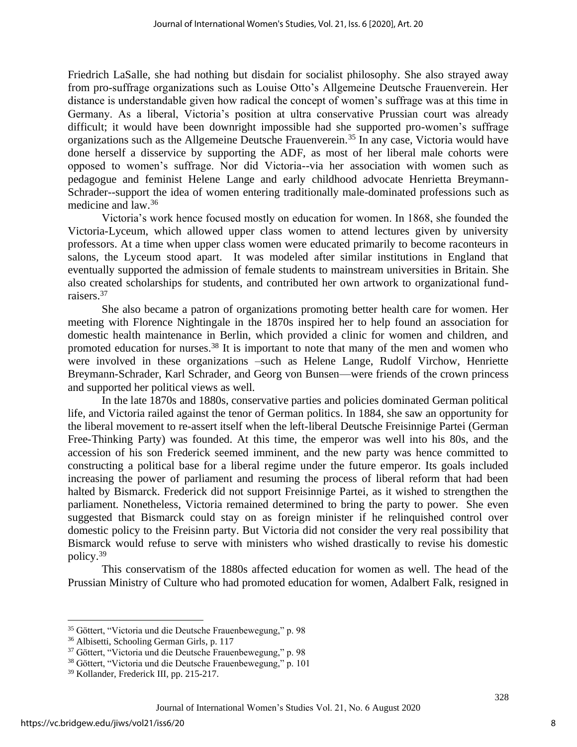Friedrich LaSalle, she had nothing but disdain for socialist philosophy. She also strayed away from pro-suffrage organizations such as Louise Otto's Allgemeine Deutsche Frauenverein. Her distance is understandable given how radical the concept of women's suffrage was at this time in Germany. As a liberal, Victoria's position at ultra conservative Prussian court was already difficult; it would have been downright impossible had she supported pro-women's suffrage organizations such as the Allgemeine Deutsche Frauenverein.[35] In any case, Victoria would have done herself a disservice by supporting the ADF, as most of her liberal male cohorts were opposed to women's suffrage. Nor did Victoria--via her association with women such as pedagogue and feminist Helene Lange and early childhood advocate Henrietta Breymann-Schrader--support the idea of women entering traditionally male-dominated professions such as medicine and law.[36]

Victoria's work hence focused mostly on education for women. In 1868, she founded the Victoria-Lyceum, which allowed upper class women to attend lectures given by university professors. At a time when upper class women were educated primarily to become raconteurs in salons, the Lyceum stood apart. It was modeled after similar institutions in England that eventually supported the admission of female students to mainstream universities in Britain. She also created scholarships for students, and contributed her own artwork to organizational fund-raisers.[37]

She also became a patron of organizations promoting better health care for women. Her meeting with Florence Nightingale in the 1870s inspired her to help found an association for domestic health maintenance in Berlin, which provided a clinic for women and children, and promoted education for nurses.[38] It is important to note that many of the men and women who were involved in these organizations –such as Helene Lange, Rudolf Virchow, Henriette Breymann-Schrader, Karl Schrader, and Georg von Bunsen—were friends of the crown princess and supported her political views as well.

In the late 1870s and 1880s, conservative parties and policies dominated German political life, and Victoria railed against the tenor of German politics. In 1884, she saw an opportunity for the liberal movement to re-assert itself when the left-liberal Deutsche Freisinnige Partei (German Free-Thinking Party) was founded. At this time, the emperor was well into his 80s, and the accession of his son Frederick seemed imminent, and the new party was hence committed to constructing a political base for a liberal regime under the future emperor. Its goals included increasing the power of parliament and resuming the process of liberal reform that had been halted by Bismarck. Frederick did not support Freisinnige Partei, as it wished to strengthen the parliament. Nonetheless, Victoria remained determined to bring the party to power. She even suggested that Bismarck could stay on as foreign minister if he relinquished control over domestic policy to the Freisinn party. But Victoria did not consider the very real possibility that Bismarck would refuse to serve with ministers who wished drastically to revise his domestic policy.[39]

This conservatism of the 1880s affected education for women as well. The head of the Prussian Ministry of Culture who had promoted education for women, Adalbert Falk, resigned in

---

[35] Göttert, "Victoria und die Deutsche Frauenbewegung," p. 98

[36] Albisetti, Schooling German Girls, p. 117

[37] Göttert, "Victoria und die Deutsche Frauenbewegung," p. 98

[38] Göttert, "Victoria und die Deutsche Frauenbewegung," p. 101

[39] Kollander, Frederick III, pp. 215-217.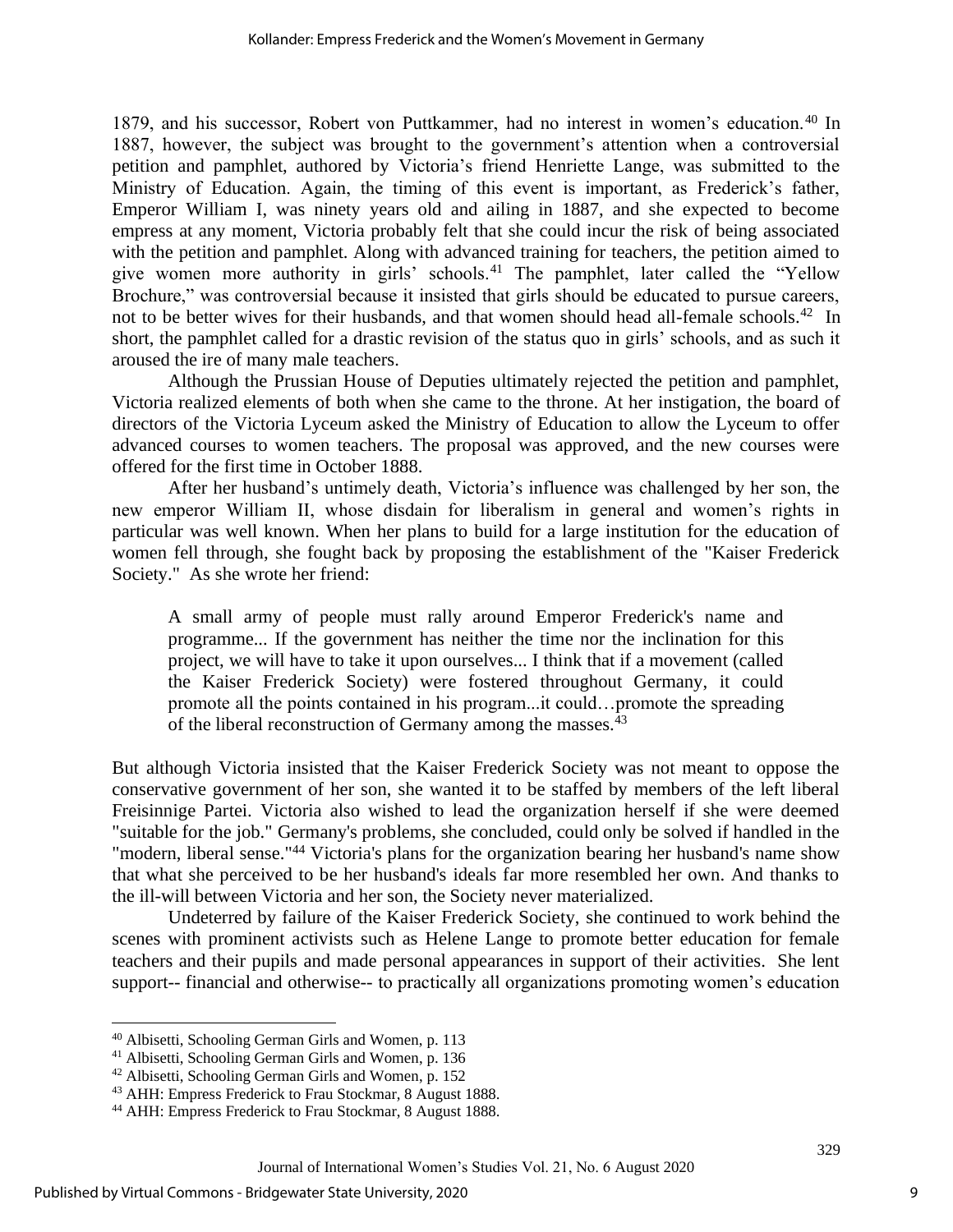1879, and his successor, Robert von Puttkammer, had no interest in women's education.[40] In 1887, however, the subject was brought to the government's attention when a controversial petition and pamphlet, authored by Victoria's friend Henriette Lange, was submitted to the Ministry of Education. Again, the timing of this event is important, as Frederick's father, Emperor William I, was ninety years old and ailing in 1887, and she expected to become empress at any moment, Victoria probably felt that she could incur the risk of being associated with the petition and pamphlet. Along with advanced training for teachers, the petition aimed to give women more authority in girls' schools.[41] The pamphlet, later called the "Yellow Brochure," was controversial because it insisted that girls should be educated to pursue careers, not to be better wives for their husbands, and that women should head all-female schools.[42] In short, the pamphlet called for a drastic revision of the status quo in girls' schools, and as such it aroused the ire of many male teachers.

Although the Prussian House of Deputies ultimately rejected the petition and pamphlet, Victoria realized elements of both when she came to the throne. At her instigation, the board of directors of the Victoria Lyceum asked the Ministry of Education to allow the Lyceum to offer advanced courses to women teachers. The proposal was approved, and the new courses were offered for the first time in October 1888.

After her husband's untimely death, Victoria's influence was challenged by her son, the new emperor William II, whose disdain for liberalism in general and women's rights in particular was well known. When her plans to build for a large institution for the education of women fell through, she fought back by proposing the establishment of the "Kaiser Frederick Society." As she wrote her friend:

> A small army of people must rally around Emperor Frederick's name and programme... If the government has neither the time nor the inclination for this project, we will have to take it upon ourselves... I think that if a movement (called the Kaiser Frederick Society) were fostered throughout Germany, it could promote all the points contained in his program...it could…promote the spreading of the liberal reconstruction of Germany among the masses.[43]

But although Victoria insisted that the Kaiser Frederick Society was not meant to oppose the conservative government of her son, she wanted it to be staffed by members of the left liberal Freisinnige Partei. Victoria also wished to lead the organization herself if she were deemed "suitable for the job." Germany's problems, she concluded, could only be solved if handled in the "modern, liberal sense."[44] Victoria's plans for the organization bearing her husband's name show that what she perceived to be her husband's ideals far more resembled her own. And thanks to the ill-will between Victoria and her son, the Society never materialized.

Undeterred by failure of the Kaiser Frederick Society, she continued to work behind the scenes with prominent activists such as Helene Lange to promote better education for female teachers and their pupils and made personal appearances in support of their activities. She lent support-- financial and otherwise-- to practically all organizations promoting women's education

---

[40] Albisetti, Schooling German Girls and Women, p. 113

[41] Albisetti, Schooling German Girls and Women, p. 136

[42] Albisetti, Schooling German Girls and Women, p. 152

[43] AHH: Empress Frederick to Frau Stockmar, 8 August 1888.

[44] AHH: Empress Frederick to Frau Stockmar, 8 August 1888.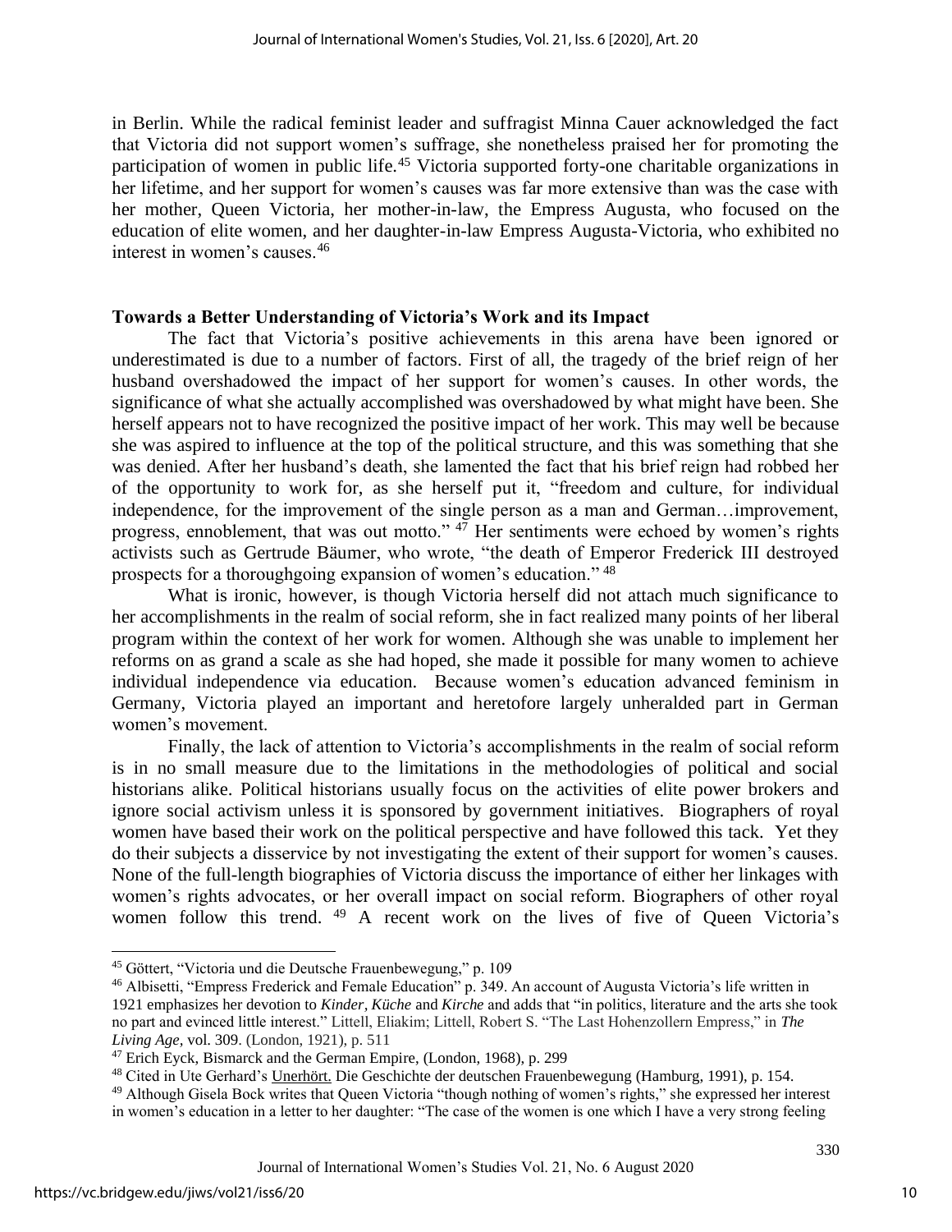in Berlin. While the radical feminist leader and suffragist Minna Cauer acknowledged the fact that Victoria did not support women's suffrage, she nonetheless praised her for promoting the participation of women in public life.[45] Victoria supported forty-one charitable organizations in her lifetime, and her support for women's causes was far more extensive than was the case with her mother, Queen Victoria, her mother-in-law, the Empress Augusta, who focused on the education of elite women, and her daughter-in-law Empress Augusta-Victoria, who exhibited no interest in women's causes.[46]

### Towards a Better Understanding of Victoria's Work and its Impact

The fact that Victoria's positive achievements in this arena have been ignored or underestimated is due to a number of factors. First of all, the tragedy of the brief reign of her husband overshadowed the impact of her support for women's causes. In other words, the significance of what she actually accomplished was overshadowed by what might have been. She herself appears not to have recognized the positive impact of her work. This may well be because she was aspired to influence at the top of the political structure, and this was something that she was denied. After her husband's death, she lamented the fact that his brief reign had robbed her of the opportunity to work for, as she herself put it, "freedom and culture, for individual independence, for the improvement of the single person as a man and German…improvement, progress, ennoblement, that was out motto." [47] Her sentiments were echoed by women's rights activists such as Gertrude Bäumer, who wrote, "the death of Emperor Frederick III destroyed prospects for a thoroughgoing expansion of women's education." [48]

What is ironic, however, is though Victoria herself did not attach much significance to her accomplishments in the realm of social reform, she in fact realized many points of her liberal program within the context of her work for women. Although she was unable to implement her reforms on as grand a scale as she had hoped, she made it possible for many women to achieve individual independence via education. Because women's education advanced feminism in Germany, Victoria played an important and heretofore largely unheralded part in German women's movement.

Finally, the lack of attention to Victoria's accomplishments in the realm of social reform is in no small measure due to the limitations in the methodologies of political and social historians alike. Political historians usually focus on the activities of elite power brokers and ignore social activism unless it is sponsored by government initiatives. Biographers of royal women have based their work on the political perspective and have followed this tack. Yet they do their subjects a disservice by not investigating the extent of their support for women's causes. None of the full-length biographies of Victoria discuss the importance of either her linkages with women's rights advocates, or her overall impact on social reform. Biographers of other royal women follow this trend. [49] A recent work on the lives of five of Queen Victoria's

---

[45] Göttert, "Victoria und die Deutsche Frauenbewegung," p. 109

[46] Albisetti, "Empress Frederick and Female Education" p. 349. An account of Augusta Victoria's life written in 1921 emphasizes her devotion to *Kinder*, *Küche* and *Kirche* and adds that "in politics, literature and the arts she took no part and evinced little interest." Littell, Eliakim; Littell, Robert S. "The Last Hohenzollern Empress," in *The Living Age*, vol. 309. (London, 1921), p. 511

[47] Erich Eyck, Bismarck and the German Empire, (London, 1968), p. 299

[48] Cited in Ute Gerhard's Unerhört. Die Geschichte der deutschen Frauenbewegung (Hamburg, 1991), p. 154.

[49] Although Gisela Bock writes that Queen Victoria "though nothing of women's rights," she expressed her interest in women's education in a letter to her daughter: "The case of the women is one which I have a very strong feeling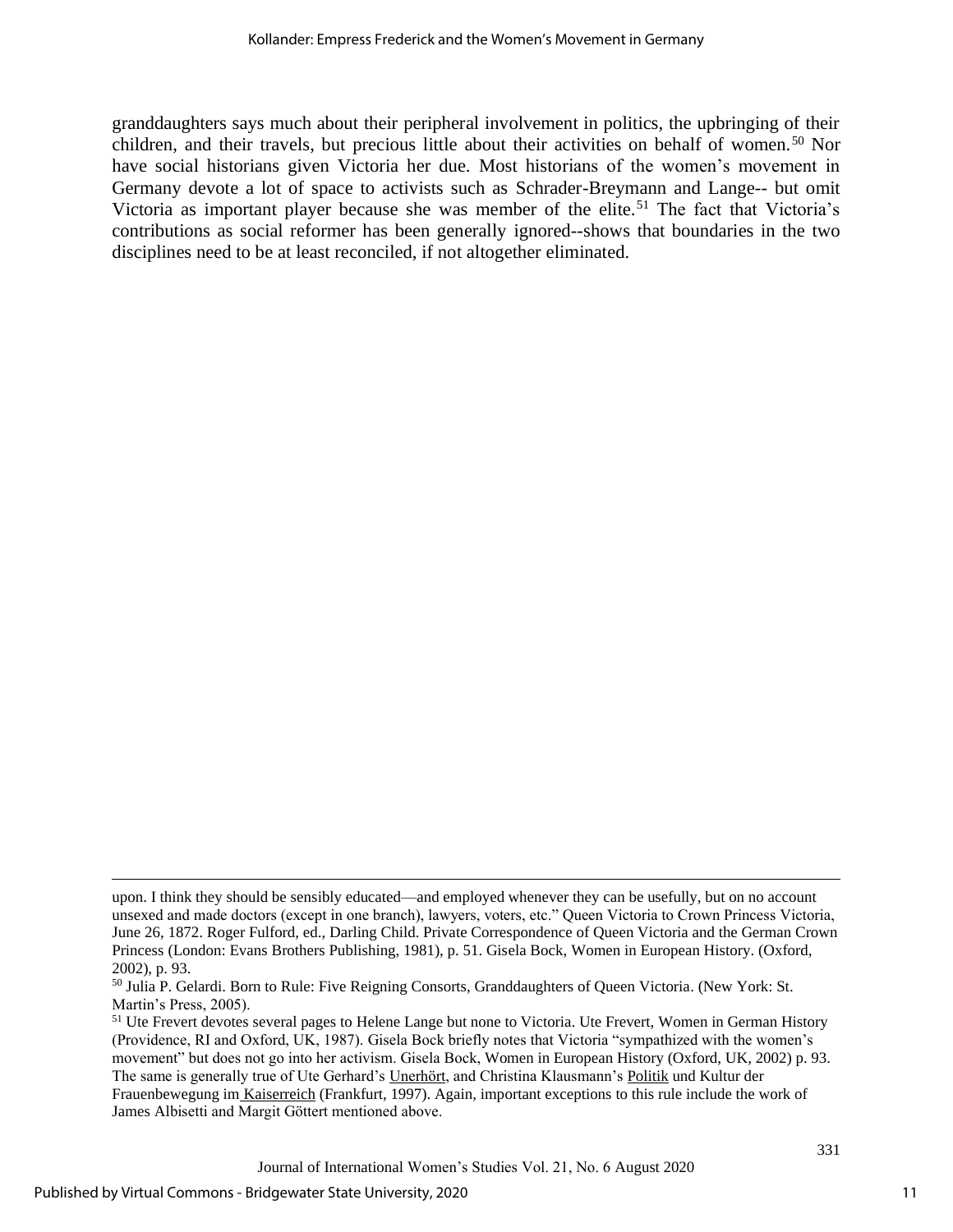granddaughters says much about their peripheral involvement in politics, the upbringing of their children, and their travels, but precious little about their activities on behalf of women.[50] Nor have social historians given Victoria her due. Most historians of the women's movement in Germany devote a lot of space to activists such as Schrader-Breymann and Lange-- but omit Victoria as important player because she was member of the elite.[51] The fact that Victoria's contributions as social reformer has been generally ignored--shows that boundaries in the two disciplines need to be at least reconciled, if not altogether eliminated.

---

upon. I think they should be sensibly educated—and employed whenever they can be usefully, but on no account unsexed and made doctors (except in one branch), lawyers, voters, etc." Queen Victoria to Crown Princess Victoria, June 26, 1872. Roger Fulford, ed., Darling Child. Private Correspondence of Queen Victoria and the German Crown Princess (London: Evans Brothers Publishing, 1981), p. 51. Gisela Bock, Women in European History. (Oxford, 2002), p. 93.

[50] Julia P. Gelardi. Born to Rule: Five Reigning Consorts, Granddaughters of Queen Victoria. (New York: St. Martin's Press, 2005).

[51] Ute Frevert devotes several pages to Helene Lange but none to Victoria. Ute Frevert, Women in German History (Providence, RI and Oxford, UK, 1987). Gisela Bock briefly notes that Victoria "sympathized with the women's movement" but does not go into her activism. Gisela Bock, Women in European History (Oxford, UK, 2002) p. 93. The same is generally true of Ute Gerhard's Unerhört, and Christina Klausmann's Politik und Kultur der Frauenbewegung im Kaiserreich (Frankfurt, 1997). Again, important exceptions to this rule include the work of James Albisetti and Margit Göttert mentioned above.